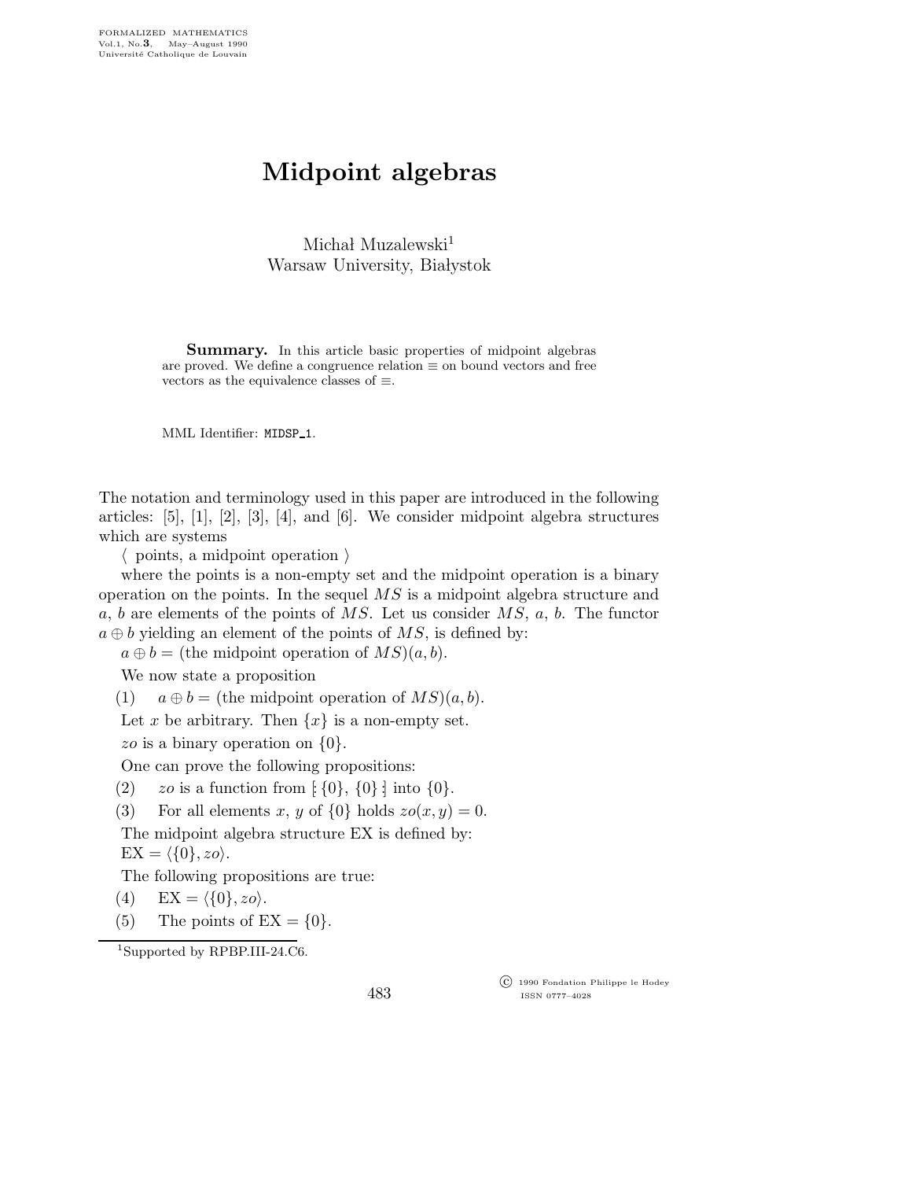# Midpoint algebras

Michał Muzalewski[1]
Warsaw University, Białystok

**Summary.** In this article basic properties of midpoint algebras are proved. We define a congruence relation $\equiv$ on bound vectors and free vectors as the equivalence classes of $\equiv$.

MML Identifier: MIDSP_1.

The notation and terminology used in this paper are introduced in the following articles: [5], [1], [2], [3], [4], and [6]. We consider midpoint algebra structures which are systems

⟨ points, a midpoint operation ⟩

where the points is a non-empty set and the midpoint operation is a binary operation on the points. In the sequel $MS$ is a midpoint algebra structure and $a$, $b$ are elements of the points of $MS$. Let us consider $MS$, $a$, $b$. The functor $a \oplus b$ yielding an element of the points of $MS$, is defined by:

$a \oplus b =$ (the midpoint operation of $MS$)$(a, b)$.

We now state a proposition

(1) $a \oplus b =$ (the midpoint operation of $MS$)$(a, b)$.

Let $x$ be arbitrary. Then $\{x\}$ is a non-empty set.

$zo$ is a binary operation on $\{0\}$.

One can prove the following propositions:

(2) $zo$ is a function from $[\!:\{0\}, \{0\}:\!]$ into $\{0\}$.

(3) For all elements $x$, $y$ of $\{0\}$ holds $zo(x, y) = 0$.

The midpoint algebra structure EX is defined by:

$\mathrm{EX} = \langle\{0\}, zo\rangle$.

The following propositions are true:

(4) $\mathrm{EX} = \langle\{0\}, zo\rangle$.

(5) The points of $\mathrm{EX} = \{0\}$.

[1] Supported by RPBP.III-24.C6.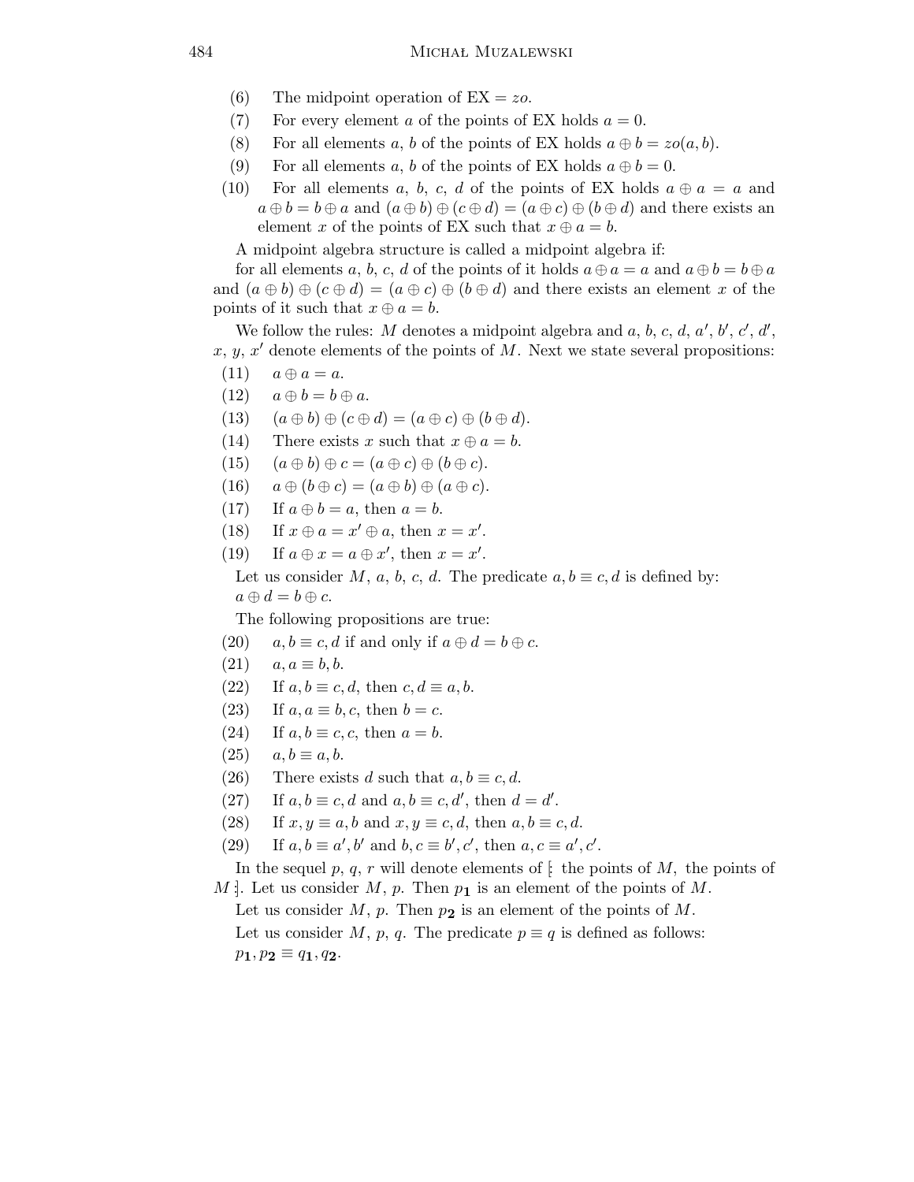(6) The midpoint operation of $\mathrm{EX} = zo$.

(7) For every element $a$ of the points of EX holds $a = 0$.

(8) For all elements $a$, $b$ of the points of EX holds $a \oplus b = zo(a, b)$.

(9) For all elements $a$, $b$ of the points of EX holds $a \oplus b = 0$.

(10) For all elements $a$, $b$, $c$, $d$ of the points of EX holds $a \oplus a = a$ and $a \oplus b = b \oplus a$ and $(a \oplus b) \oplus (c \oplus d) = (a \oplus c) \oplus (b \oplus d)$ and there exists an element $x$ of the points of EX such that $x \oplus a = b$.

A midpoint algebra structure is called a midpoint algebra if:
for all elements $a$, $b$, $c$, $d$ of the points of it holds $a \oplus a = a$ and $a \oplus b = b \oplus a$ and $(a \oplus b) \oplus (c \oplus d) = (a \oplus c) \oplus (b \oplus d)$ and there exists an element $x$ of the points of it such that $x \oplus a = b$.

We follow the rules: $M$ denotes a midpoint algebra and $a$, $b$, $c$, $d$, $a'$, $b'$, $c'$, $d'$, $x$, $y$, $x'$ denote elements of the points of $M$. Next we state several propositions:

(11) $a \oplus a = a$.

(12) $a \oplus b = b \oplus a$.

(13) $(a \oplus b) \oplus (c \oplus d) = (a \oplus c) \oplus (b \oplus d)$.

(14) There exists $x$ such that $x \oplus a = b$.

(15) $(a \oplus b) \oplus c = (a \oplus c) \oplus (b \oplus c)$.

(16) $a \oplus (b \oplus c) = (a \oplus b) \oplus (a \oplus c)$.

(17) If $a \oplus b = a$, then $a = b$.

(18) If $x \oplus a = x' \oplus a$, then $x = x'$.

(19) If $a \oplus x = a \oplus x'$, then $x = x'$.

Let us consider $M$, $a$, $b$, $c$, $d$. The predicate $a, b \equiv c, d$ is defined by:
$a \oplus d = b \oplus c$.

The following propositions are true:

(20) $a, b \equiv c, d$ if and only if $a \oplus d = b \oplus c$.

(21) $a, a \equiv b, b$.

(22) If $a, b \equiv c, d$, then $c, d \equiv a, b$.

(23) If $a, a \equiv b, c$, then $b = c$.

(24) If $a, b \equiv c, c$, then $a = b$.

(25) $a, b \equiv a, b$.

(26) There exists $d$ such that $a, b \equiv c, d$.

(27) If $a, b \equiv c, d$ and $a, b \equiv c, d'$, then $d = d'$.

(28) If $x, y \equiv a, b$ and $x, y \equiv c, d$, then $a, b \equiv c, d$.

(29) If $a, b \equiv a', b'$ and $b, c \equiv b', c'$, then $a, c \equiv a', c'$.

In the sequel $p$, $q$, $r$ will denote elements of $[\!:$ the points of $M$, the points of $M :\!]$. Let us consider $M$, $p$. Then $p_{\mathbf{1}}$ is an element of the points of $M$.

Let us consider $M$, $p$. Then $p_{\mathbf{2}}$ is an element of the points of $M$.

Let us consider $M$, $p$, $q$. The predicate $p \equiv q$ is defined as follows:
$p_{\mathbf{1}}, p_{\mathbf{2}} \equiv q_{\mathbf{1}}, q_{\mathbf{2}}$.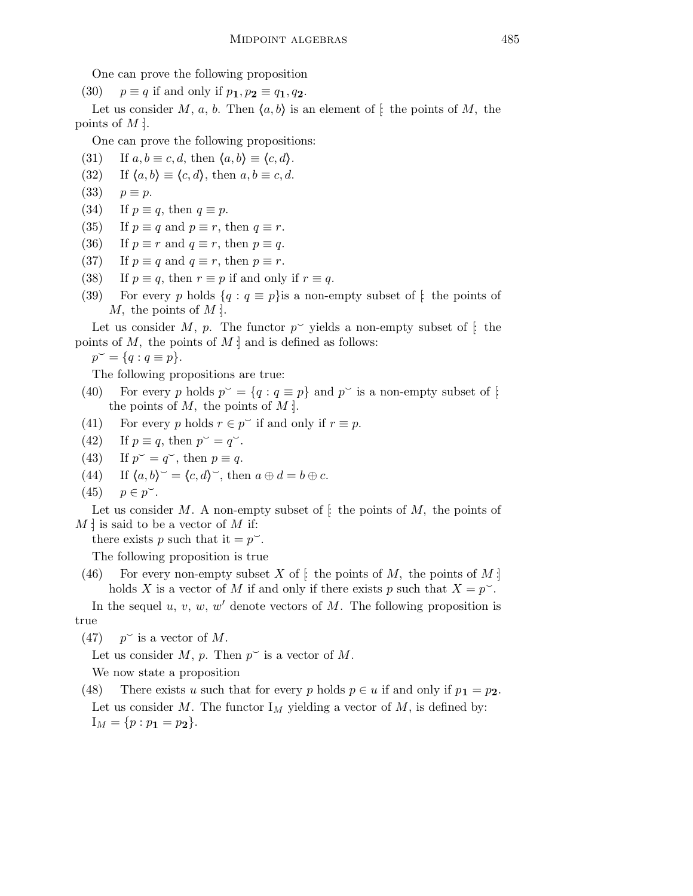One can prove the following proposition

(30) $p \equiv q$ if and only if $p_{\mathbf{1}}, p_{\mathbf{2}} \equiv q_{\mathbf{1}}, q_{\mathbf{2}}$.

Let us consider $M$, $a$, $b$. Then $\langle a, b \rangle$ is an element of $[\!:$ the points of $M$, the points of $M\,:\!]$.

One can prove the following propositions:

(31) If $a, b \equiv c, d$, then $\langle a, b \rangle \equiv \langle c, d \rangle$.

(32) If $\langle a, b \rangle \equiv \langle c, d \rangle$, then $a, b \equiv c, d$.

(33) $p \equiv p$.

(34) If $p \equiv q$, then $q \equiv p$.

(35) If $p \equiv q$ and $p \equiv r$, then $q \equiv r$.

(36) If $p \equiv r$ and $q \equiv r$, then $p \equiv q$.

(37) If $p \equiv q$ and $q \equiv r$, then $p \equiv r$.

(38) If $p \equiv q$, then $r \equiv p$ if and only if $r \equiv q$.

(39) For every $p$ holds $\{q : q \equiv p\}$is a non-empty subset of $[\!:$ the points of $M$, the points of $M\,:\!]$.

Let us consider $M$, $p$. The functor $p^{\smile}$ yields a non-empty subset of $[\!:$ the points of $M$, the points of $M\,:\!]$ and is defined as follows:

$p^{\smile} = \{q : q \equiv p\}$.

The following propositions are true:

(40) For every $p$ holds $p^{\smile} = \{q : q \equiv p\}$ and $p^{\smile}$ is a non-empty subset of $[\!:$ the points of $M$, the points of $M\,:\!]$.

(41) For every $p$ holds $r \in p^{\smile}$ if and only if $r \equiv p$.

(42) If $p \equiv q$, then $p^{\smile} = q^{\smile}$.

(43) If $p^{\smile} = q^{\smile}$, then $p \equiv q$.

(44) If $\langle a, b \rangle^{\smile} = \langle c, d \rangle^{\smile}$, then $a \oplus d = b \oplus c$.

(45) $p \in p^{\smile}$.

Let us consider $M$. A non-empty subset of $[\!:$ the points of $M$, the points of $M\,:\!]$ is said to be a vector of $M$ if:

there exists $p$ such that it $= p^{\smile}$.

The following proposition is true

(46) For every non-empty subset $X$ of $[\!:$ the points of $M$, the points of $M\,:\!]$ holds $X$ is a vector of $M$ if and only if there exists $p$ such that $X = p^{\smile}$.

In the sequel $u$, $v$, $w$, $w'$ denote vectors of $M$. The following proposition is true

(47) $p^{\smile}$ is a vector of $M$.

Let us consider $M$, $p$. Then $p^{\smile}$ is a vector of $M$.

We now state a proposition

(48) There exists $u$ such that for every $p$ holds $p \in u$ if and only if $p_{\mathbf{1}} = p_{\mathbf{2}}$.

Let us consider $M$. The functor $\mathrm{I}_M$ yielding a vector of $M$, is defined by:

$\mathrm{I}_M = \{p : p_{\mathbf{1}} = p_{\mathbf{2}}\}$.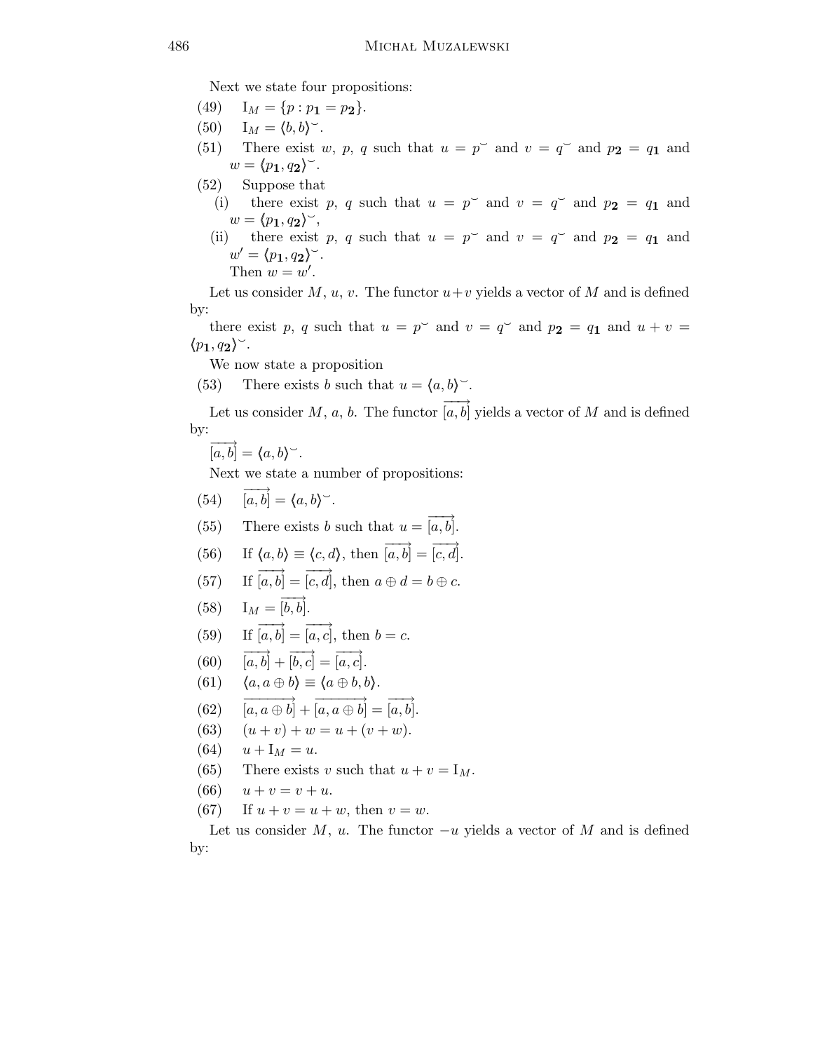Next we state four propositions:

(49) $\mathrm{I}_M = \{p : p_{\mathbf{1}} = p_{\mathbf{2}}\}$.

(50) $\mathrm{I}_M = \langle b, b\rangle^{\smile}$.

(51) There exist $w$, $p$, $q$ such that $u = p^{\smile}$ and $v = q^{\smile}$ and $p_{\mathbf{2}} = q_{\mathbf{1}}$ and $w = \langle p_{\mathbf{1}}, q_{\mathbf{2}}\rangle^{\smile}$.

(52) Suppose that

  (i) there exist $p$, $q$ such that $u = p^{\smile}$ and $v = q^{\smile}$ and $p_{\mathbf{2}} = q_{\mathbf{1}}$ and $w = \langle p_{\mathbf{1}}, q_{\mathbf{2}}\rangle^{\smile}$,

  (ii) there exist $p$, $q$ such that $u = p^{\smile}$ and $v = q^{\smile}$ and $p_{\mathbf{2}} = q_{\mathbf{1}}$ and $w' = \langle p_{\mathbf{1}}, q_{\mathbf{2}}\rangle^{\smile}$.

  Then $w = w'$.

Let us consider $M$, $u$, $v$. The functor $u+v$ yields a vector of $M$ and is defined by:

there exist $p$, $q$ such that $u = p^{\smile}$ and $v = q^{\smile}$ and $p_{\mathbf{2}} = q_{\mathbf{1}}$ and $u + v = \langle p_{\mathbf{1}}, q_{\mathbf{2}}\rangle^{\smile}$.

We now state a proposition

(53) There exists $b$ such that $u = \langle a, b\rangle^{\smile}$.

Let us consider $M$, $a$, $b$. The functor $\overrightarrow{[a, b]}$ yields a vector of $M$ and is defined by:

$\overrightarrow{[a, b]} = \langle a, b\rangle^{\smile}$.

Next we state a number of propositions:

(54) $\overrightarrow{[a, b]} = \langle a, b\rangle^{\smile}$.

(55) There exists $b$ such that $u = \overrightarrow{[a, b]}$.

(56) If $\langle a, b\rangle \equiv \langle c, d\rangle$, then $\overrightarrow{[a, b]} = \overrightarrow{[c, d]}$.

(57) If $\overrightarrow{[a, b]} = \overrightarrow{[c, d]}$, then $a \oplus d = b \oplus c$.

(58) $\mathrm{I}_M = \overrightarrow{[b, b]}$.

(59) If $\overrightarrow{[a, b]} = \overrightarrow{[a, c]}$, then $b = c$.

(60) $\overrightarrow{[a, b]} + \overrightarrow{[b, c]} = \overrightarrow{[a, c]}$.

(61) $\langle a, a \oplus b\rangle \equiv \langle a \oplus b, b\rangle$.

(62) $\overrightarrow{[a, a \oplus b]} + \overrightarrow{[a, a \oplus b]} = \overrightarrow{[a, b]}$.

(63) $(u + v) + w = u + (v + w)$.

(64) $u + \mathrm{I}_M = u$.

(65) There exists $v$ such that $u + v = \mathrm{I}_M$.

(66) $u + v = v + u$.

(67) If $u + v = u + w$, then $v = w$.

Let us consider $M$, $u$. The functor $-u$ yields a vector of $M$ and is defined by: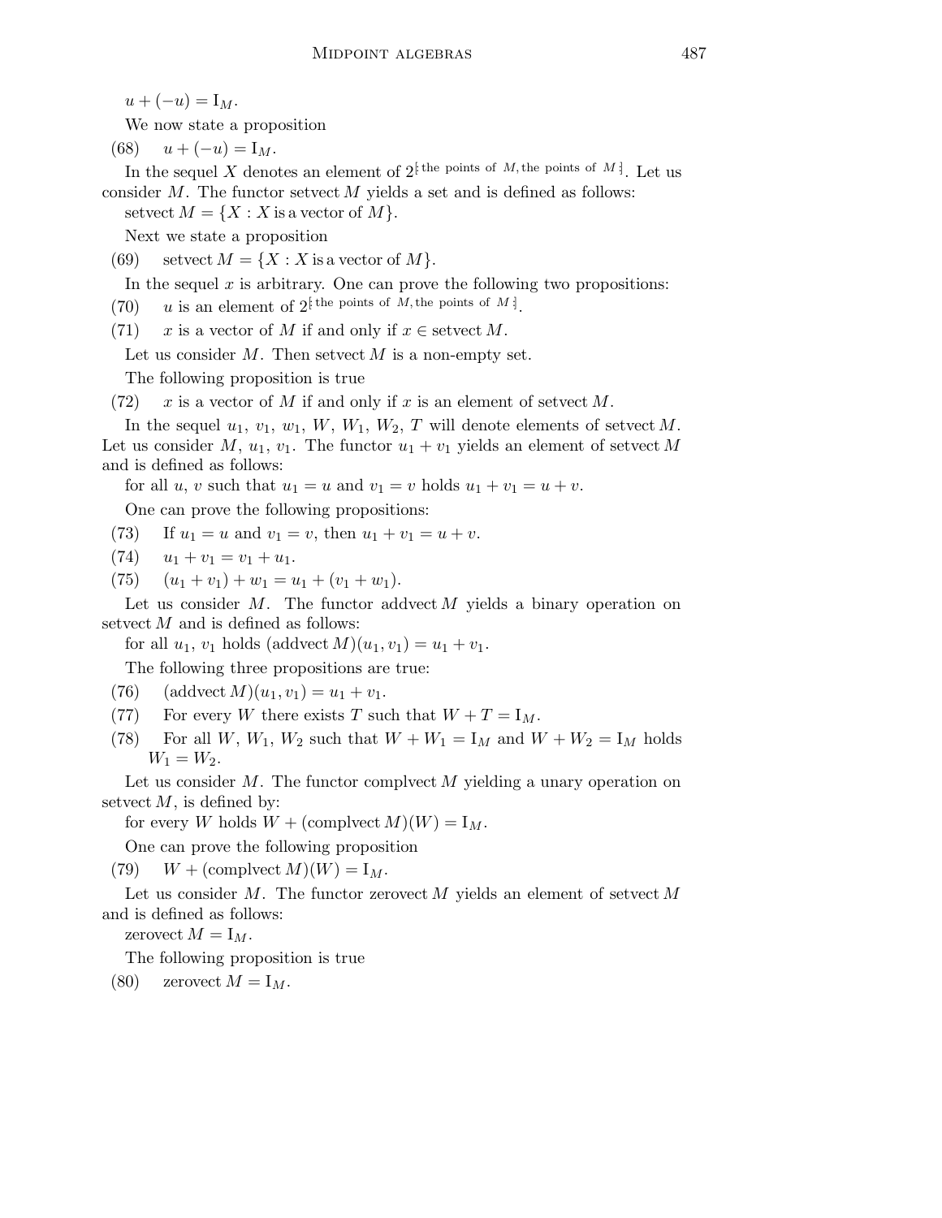$u + (-u) = \mathrm{I}_M$.

We now state a proposition

(68) $u + (-u) = \mathrm{I}_M$.

In the sequel $X$ denotes an element of $2^{[:\text{the points of } M, \text{the points of } M:]}$. Let us consider $M$. The functor setvect $M$ yields a set and is defined as follows:

setvect $M = \{X : X \text{ is a vector of } M\}$.

Next we state a proposition

(69) setvect $M = \{X : X \text{ is a vector of } M\}$.

In the sequel $x$ is arbitrary. One can prove the following two propositions:

(70) $u$ is an element of $2^{[:\text{the points of } M, \text{the points of } M:]}$.

(71) $x$ is a vector of $M$ if and only if $x \in$ setvect $M$.

Let us consider $M$. Then setvect $M$ is a non-empty set.

The following proposition is true

(72) $x$ is a vector of $M$ if and only if $x$ is an element of setvect $M$.

In the sequel $u_1$, $v_1$, $w_1$, $W$, $W_1$, $W_2$, $T$ will denote elements of setvect $M$. Let us consider $M$, $u_1$, $v_1$. The functor $u_1 + v_1$ yields an element of setvect $M$ and is defined as follows:

for all $u$, $v$ such that $u_1 = u$ and $v_1 = v$ holds $u_1 + v_1 = u + v$.

One can prove the following propositions:

(73) If $u_1 = u$ and $v_1 = v$, then $u_1 + v_1 = u + v$.

(74) $u_1 + v_1 = v_1 + u_1$.

(75) $(u_1 + v_1) + w_1 = u_1 + (v_1 + w_1)$.

Let us consider $M$. The functor addvect $M$ yields a binary operation on setvect $M$ and is defined as follows:

for all $u_1$, $v_1$ holds (addvect $M$)$(u_1, v_1) = u_1 + v_1$.

The following three propositions are true:

(76) (addvect $M$)$(u_1, v_1) = u_1 + v_1$.

(77) For every $W$ there exists $T$ such that $W + T = \mathrm{I}_M$.

(78) For all $W$, $W_1$, $W_2$ such that $W + W_1 = \mathrm{I}_M$ and $W + W_2 = \mathrm{I}_M$ holds $W_1 = W_2$.

Let us consider $M$. The functor complvect $M$ yielding a unary operation on setvect $M$, is defined by:

for every $W$ holds $W +$ (complvect $M$)$(W) = \mathrm{I}_M$.

One can prove the following proposition

(79) $W +$ (complvect $M$)$(W) = \mathrm{I}_M$.

Let us consider $M$. The functor zerovect $M$ yields an element of setvect $M$ and is defined as follows:

zerovect $M = \mathrm{I}_M$.

The following proposition is true

(80) zerovect $M = \mathrm{I}_M$.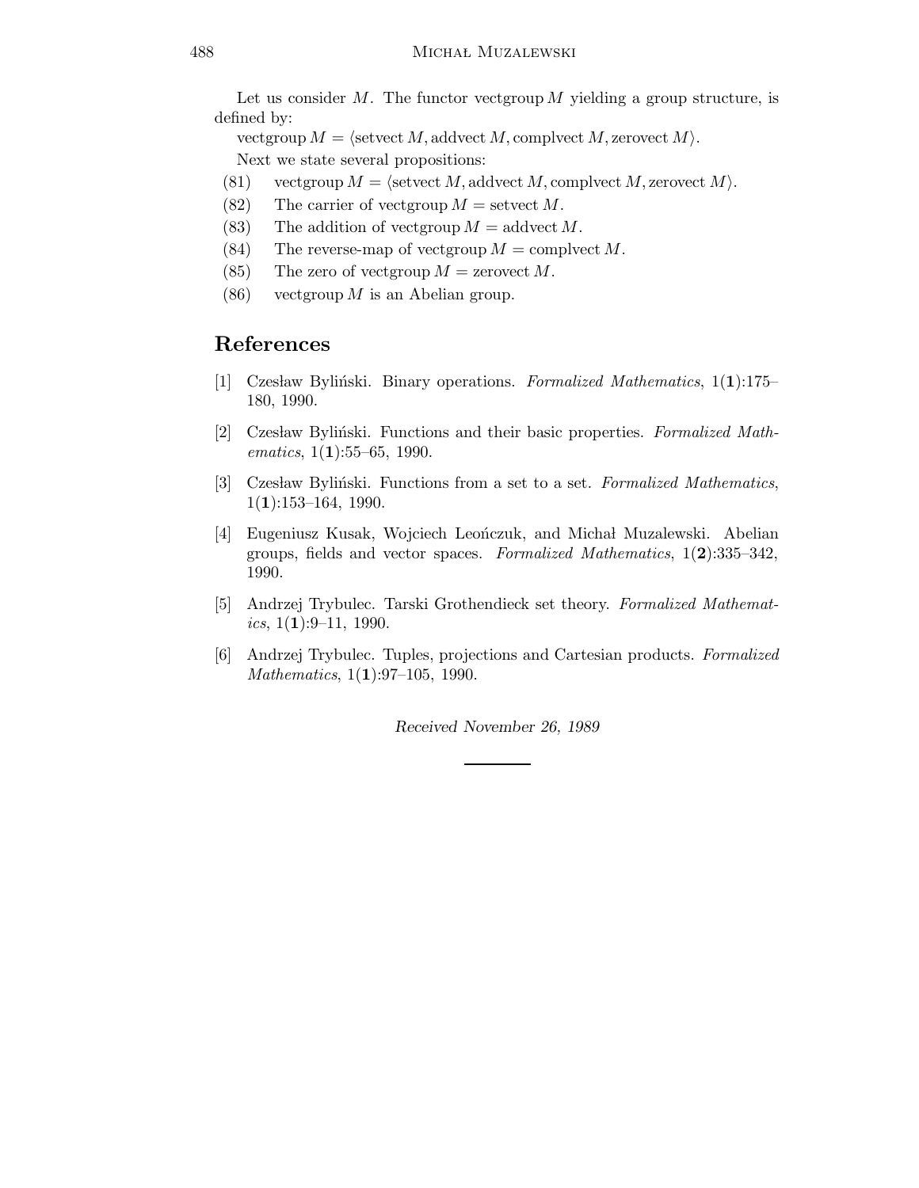Let us consider $M$. The functor vectgroup $M$ yielding a group structure, is defined by:

vectgroup $M = \langle$setvect $M$, addvect $M$, complvect $M$, zerovect $M\rangle$.

Next we state several propositions:

(81) vectgroup $M = \langle$setvect $M$, addvect $M$, complvect $M$, zerovect $M\rangle$.

(82) The carrier of vectgroup $M$ = setvect $M$.

(83) The addition of vectgroup $M$ = addvect $M$.

(84) The reverse-map of vectgroup $M$ = complvect $M$.

(85) The zero of vectgroup $M$ = zerovect $M$.

(86) vectgroup $M$ is an Abelian group.

## References

[1] Czesław Byliński. Binary operations. *Formalized Mathematics*, 1(**1**):175–180, 1990.

[2] Czesław Byliński. Functions and their basic properties. *Formalized Mathematics*, 1(**1**):55–65, 1990.

[3] Czesław Byliński. Functions from a set to a set. *Formalized Mathematics*, 1(**1**):153–164, 1990.

[4] Eugeniusz Kusak, Wojciech Leończuk, and Michał Muzalewski. Abelian groups, fields and vector spaces. *Formalized Mathematics*, 1(**2**):335–342, 1990.

[5] Andrzej Trybulec. Tarski Grothendieck set theory. *Formalized Mathematics*, 1(**1**):9–11, 1990.

[6] Andrzej Trybulec. Tuples, projections and Cartesian products. *Formalized Mathematics*, 1(**1**):97–105, 1990.

*Received November 26, 1989*